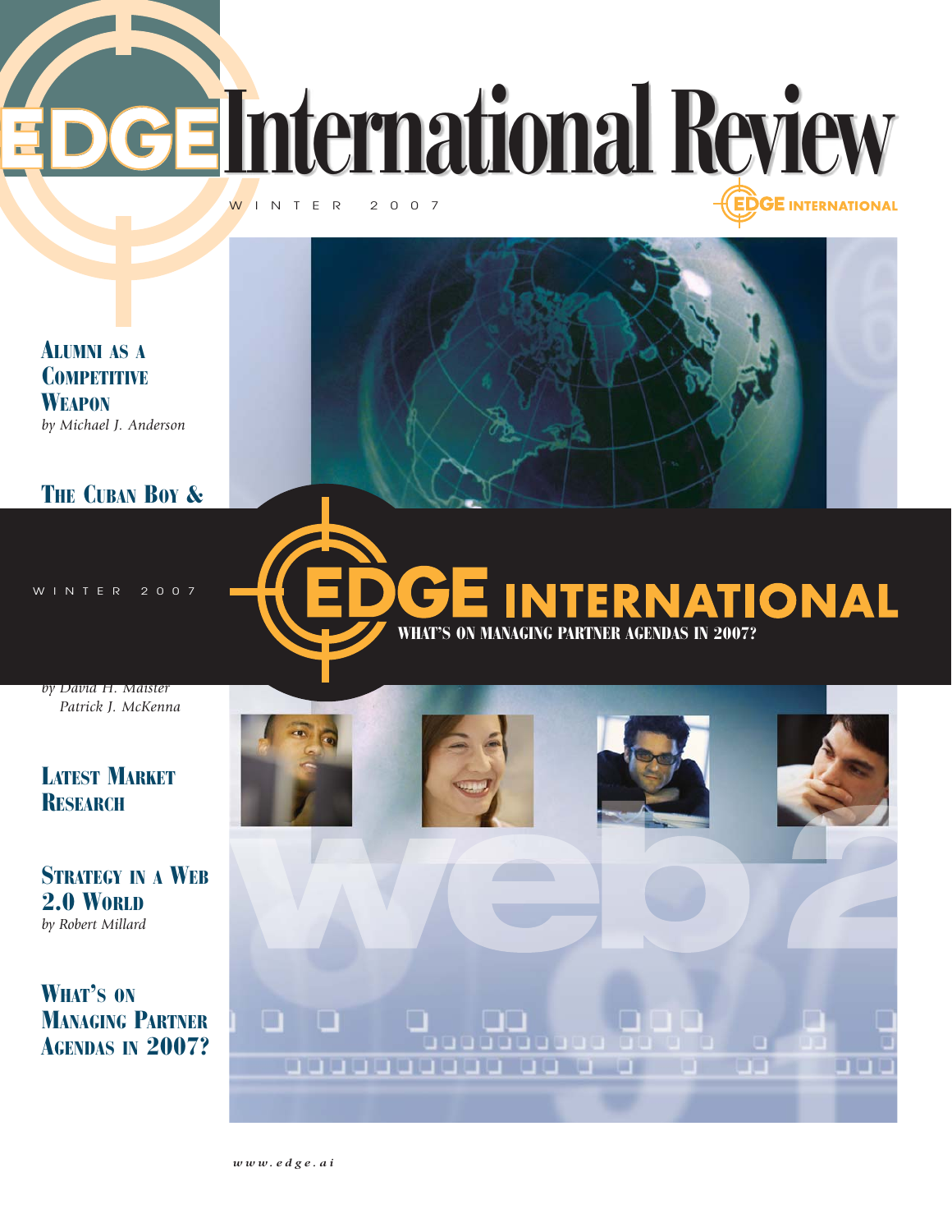# EDGE International Review

WINTER 2007

EDGE INTERNATIONAL

**ALUMNI AS A COMPETITIVE WEAPON**
*by Michael J. Anderson*

**THE CUBAN BOY &**

WINTER 2007

# EDGE INTERNATIONAL

**WHAT'S ON MANAGING PARTNER AGENDAS IN 2007?**

*by David H. Maister*
*Patrick J. McKenna*

**LATEST MARKET RESEARCH**

**STRATEGY IN A WEB 2.0 WORLD**
*by Robert Millard*

**WHAT'S ON MANAGING PARTNER AGENDAS IN 2007?**

*www.edge.ai*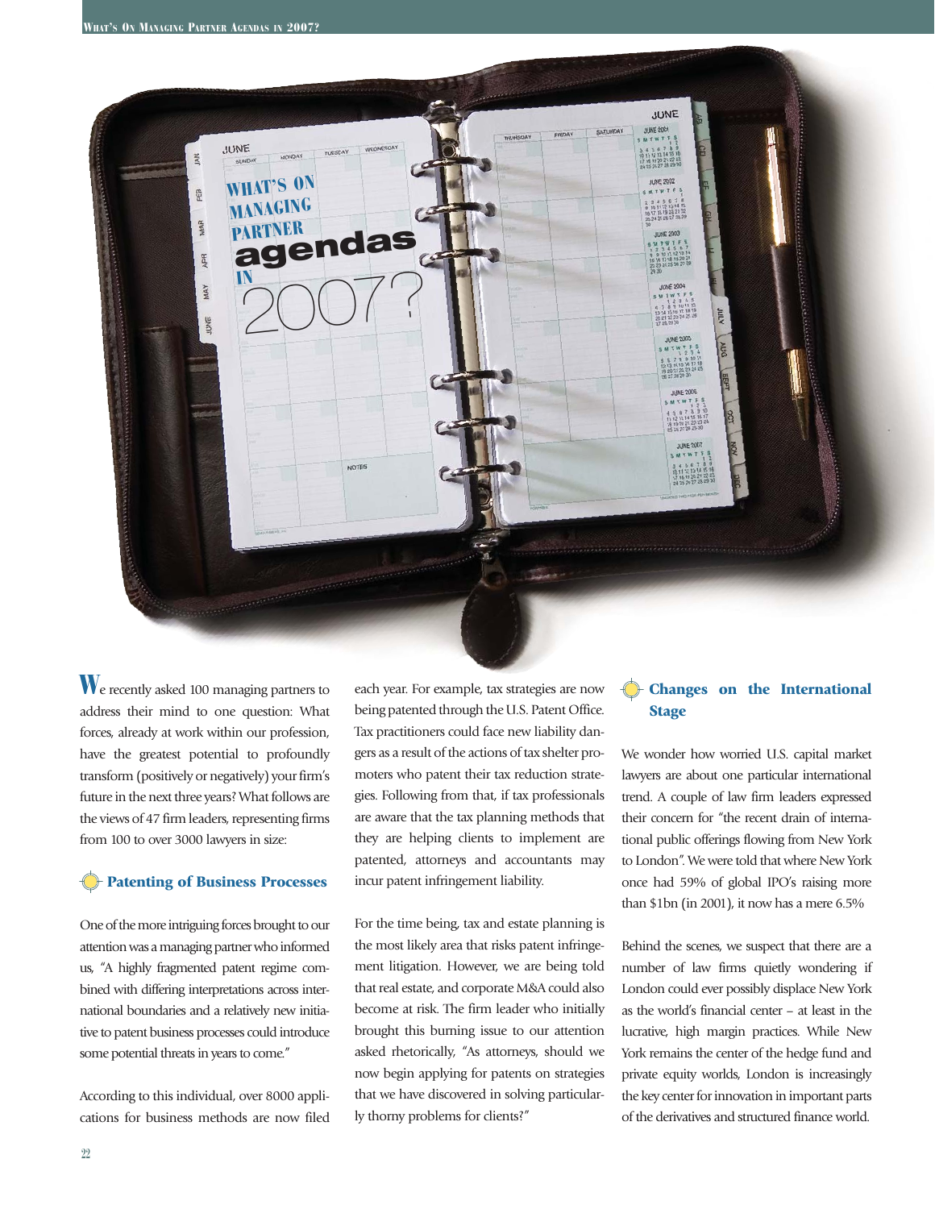# WHAT'S ON MANAGING PARTNER agendas IN 2007?

We recently asked 100 managing partners to address their mind to one question: What forces, already at work within our profession, have the greatest potential to profoundly transform (positively or negatively) your firm's future in the next three years? What follows are the views of 47 firm leaders, representing firms from 100 to over 3000 lawyers in size:

## Patenting of Business Processes

One of the more intriguing forces brought to our attention was a managing partner who informed us, "A highly fragmented patent regime combined with differing interpretations across international boundaries and a relatively new initiative to patent business processes could introduce some potential threats in years to come."

According to this individual, over 8000 applications for business methods are now filed each year. For example, tax strategies are now being patented through the U.S. Patent Office. Tax practitioners could face new liability dangers as a result of the actions of tax shelter promoters who patent their tax reduction strategies. Following from that, if tax professionals are aware that the tax planning methods that they are helping clients to implement are patented, attorneys and accountants may incur patent infringement liability.

For the time being, tax and estate planning is the most likely area that risks patent infringement litigation. However, we are being told that real estate, and corporate M&A could also become at risk. The firm leader who initially brought this burning issue to our attention asked rhetorically, "As attorneys, should we now begin applying for patents on strategies that we have discovered in solving particularly thorny problems for clients?"

## Changes on the International Stage

We wonder how worried U.S. capital market lawyers are about one particular international trend. A couple of law firm leaders expressed their concern for "the recent drain of international public offerings flowing from New York to London". We were told that where New York once had 59% of global IPO's raising more than $1bn (in 2001), it now has a mere 6.5%

Behind the scenes, we suspect that there are a number of law firms quietly wondering if London could ever possibly displace New York as the world's financial center – at least in the lucrative, high margin practices. While New York remains the center of the hedge fund and private equity worlds, London is increasingly the key center for innovation in important parts of the derivatives and structured finance world.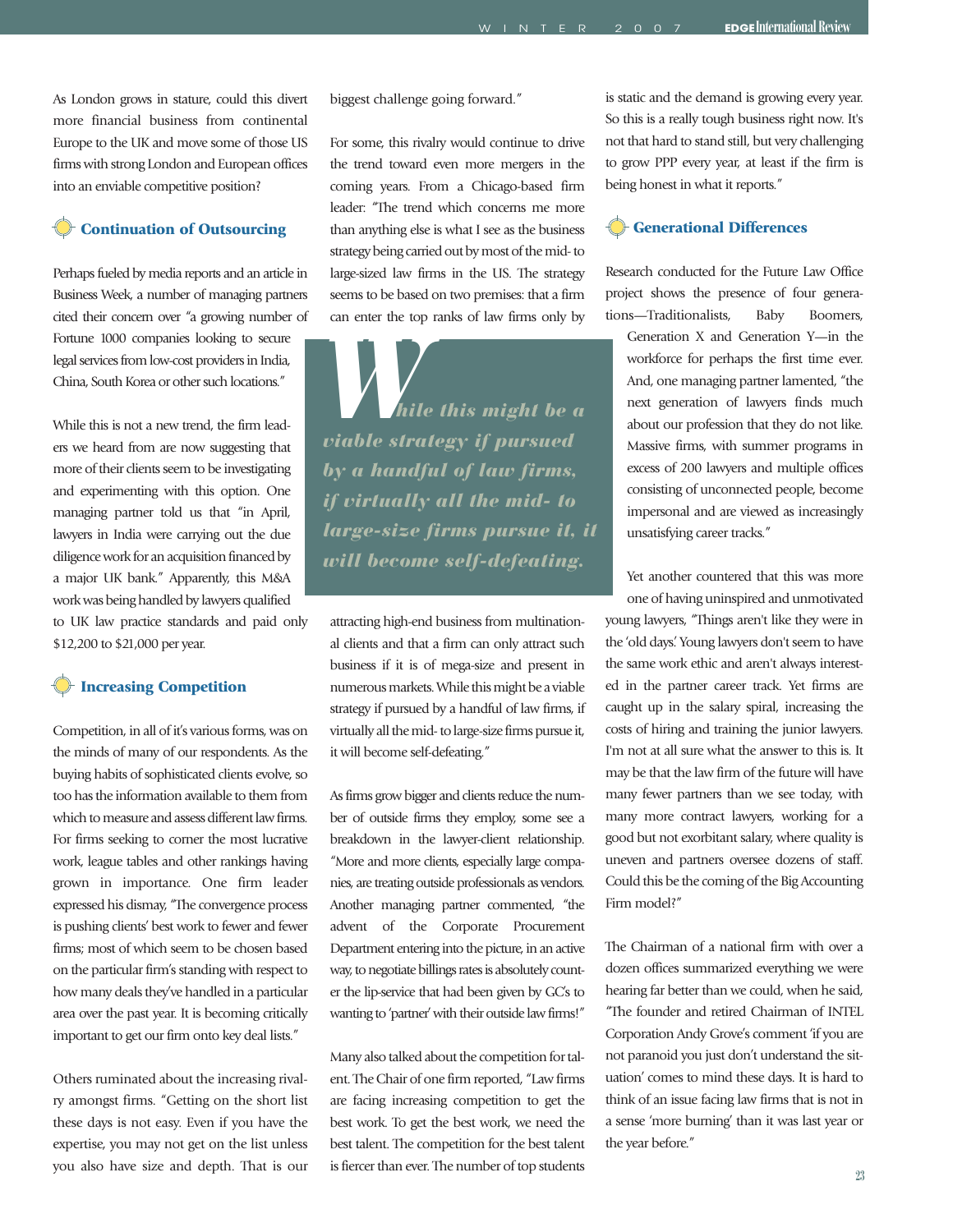As London grows in stature, could this divert more financial business from continental Europe to the UK and move some of those US firms with strong London and European offices into an enviable competitive position?

## Continuation of Outsourcing

Perhaps fueled by media reports and an article in Business Week, a number of managing partners cited their concern over "a growing number of Fortune 1000 companies looking to secure legal services from low-cost providers in India, China, South Korea or other such locations."

While this is not a new trend, the firm leaders we heard from are now suggesting that more of their clients seem to be investigating and experimenting with this option. One managing partner told us that "in April, lawyers in India were carrying out the due diligence work for an acquisition financed by a major UK bank." Apparently, this M&A work was being handled by lawyers qualified to UK law practice standards and paid only $12,200 to $21,000 per year.

## Increasing Competition

Competition, in all of it's various forms, was on the minds of many of our respondents. As the buying habits of sophisticated clients evolve, so too has the information available to them from which to measure and assess different law firms. For firms seeking to corner the most lucrative work, league tables and other rankings having grown in importance. One firm leader expressed his dismay, "The convergence process is pushing clients' best work to fewer and fewer firms; most of which seem to be chosen based on the particular firm's standing with respect to how many deals they've handled in a particular area over the past year. It is becoming critically important to get our firm onto key deal lists."

Others ruminated about the increasing rivalry amongst firms. "Getting on the short list these days is not easy. Even if you have the expertise, you may not get on the list unless you also have size and depth. That is our biggest challenge going forward."

For some, this rivalry would continue to drive the trend toward even more mergers in the coming years. From a Chicago-based firm leader: "The trend which concerns me more than anything else is what I see as the business strategy being carried out by most of the mid- to large-sized law firms in the US. The strategy seems to be based on two premises: that a firm can enter the top ranks of law firms only by attracting high-end business from multinational clients and that a firm can only attract such business if it is of mega-size and present in numerous markets. While this might be a viable strategy if pursued by a handful of law firms, if virtually all the mid- to large-size firms pursue it, it will become self-defeating."

> ***While this might be a viable strategy if pursued by a handful of law firms, if virtually all the mid- to large-size firms pursue it, it will become self-defeating.***

As firms grow bigger and clients reduce the number of outside firms they employ, some see a breakdown in the lawyer-client relationship. "More and more clients, especially large companies, are treating outside professionals as vendors. Another managing partner commented, "the advent of the Corporate Procurement Department entering into the picture, in an active way, to negotiate billings rates is absolutely counter the lip-service that had been given by GC's to wanting to 'partner' with their outside law firms!"

Many also talked about the competition for talent. The Chair of one firm reported, "Law firms are facing increasing competition to get the best work. To get the best work, we need the best talent. The competition for the best talent is fiercer than ever. The number of top students is static and the demand is growing every year. So this is a really tough business right now. It's not that hard to stand still, but very challenging to grow PPP every year, at least if the firm is being honest in what it reports."

## Generational Differences

Research conducted for the Future Law Office project shows the presence of four generations—Traditionalists, Baby Boomers, Generation X and Generation Y—in the workforce for perhaps the first time ever. And, one managing partner lamented, "the next generation of lawyers finds much about our profession that they do not like. Massive firms, with summer programs in excess of 200 lawyers and multiple offices consisting of unconnected people, become impersonal and are viewed as increasingly unsatisfying career tracks."

Yet another countered that this was more one of having uninspired and unmotivated young lawyers, "Things aren't like they were in the 'old days.' Young lawyers don't seem to have the same work ethic and aren't always interested in the partner career track. Yet firms are caught up in the salary spiral, increasing the costs of hiring and training the junior lawyers. I'm not at all sure what the answer to this is. It may be that the law firm of the future will have many fewer partners than we see today, with many more contract lawyers, working for a good but not exorbitant salary, where quality is uneven and partners oversee dozens of staff. Could this be the coming of the Big Accounting Firm model?"

The Chairman of a national firm with over a dozen offices summarized everything we were hearing far better than we could, when he said, "The founder and retired Chairman of INTEL Corporation Andy Grove's comment 'if you are not paranoid you just don't understand the situation' comes to mind these days. It is hard to think of an issue facing law firms that is not in a sense 'more burning' than it was last year or the year before."